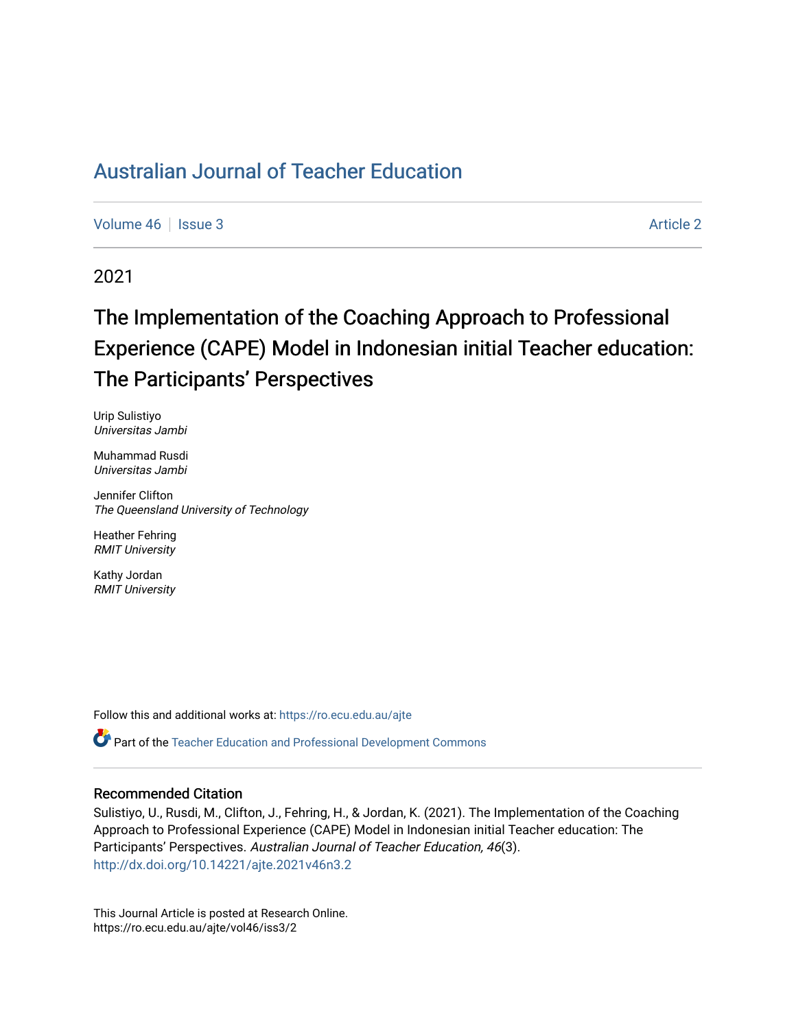# Australian Journal of Teacher Education

Volume 46 | Issue 3 Article 2

2021

## The Implementation of the Coaching Approach to Professional Experience (CAPE) Model in Indonesian initial Teacher education: The Participants' Perspectives

Urip Sulistiyo
*Universitas Jambi*

Muhammad Rusdi
*Universitas Jambi*

Jennifer Clifton
*The Queensland University of Technology*

Heather Fehring
*RMIT University*

Kathy Jordan
*RMIT University*

Follow this and additional works at: https://ro.ecu.edu.au/ajte

Part of the Teacher Education and Professional Development Commons

### Recommended Citation

Sulistiyo, U., Rusdi, M., Clifton, J., Fehring, H., & Jordan, K. (2021). The Implementation of the Coaching Approach to Professional Experience (CAPE) Model in Indonesian initial Teacher education: The Participants' Perspectives. *Australian Journal of Teacher Education, 46*(3).
http://dx.doi.org/10.14221/ajte.2021v46n3.2

This Journal Article is posted at Research Online.
https://ro.ecu.edu.au/ajte/vol46/iss3/2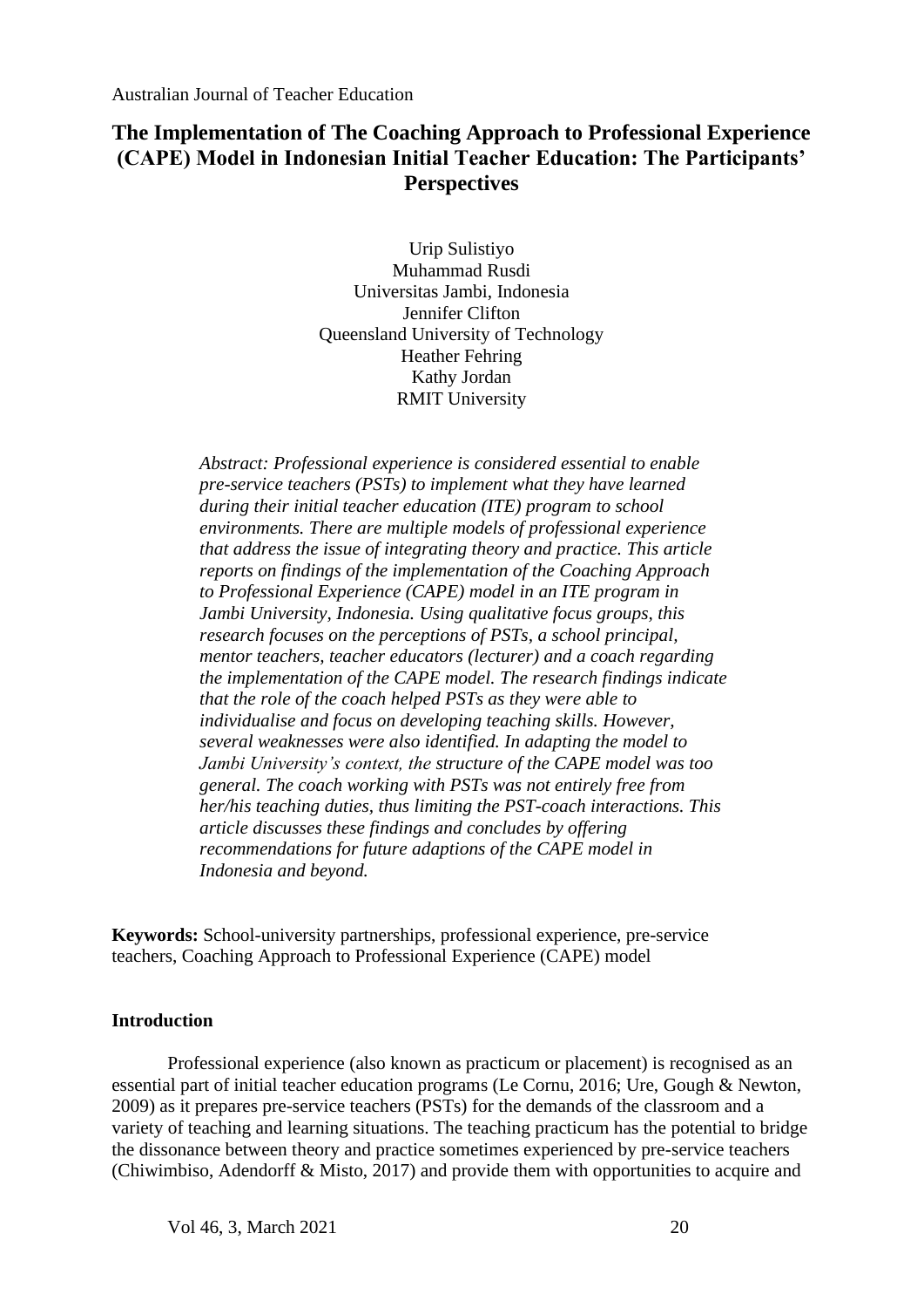# The Implementation of The Coaching Approach to Professional Experience (CAPE) Model in Indonesian Initial Teacher Education: The Participants' Perspectives

Urip Sulistiyo
Muhammad Rusdi
Universitas Jambi, Indonesia
Jennifer Clifton
Queensland University of Technology
Heather Fehring
Kathy Jordan
RMIT University

*Abstract: Professional experience is considered essential to enable pre-service teachers (PSTs) to implement what they have learned during their initial teacher education (ITE) program to school environments. There are multiple models of professional experience that address the issue of integrating theory and practice. This article reports on findings of the implementation of the Coaching Approach to Professional Experience (CAPE) model in an ITE program in Jambi University, Indonesia. Using qualitative focus groups, this research focuses on the perceptions of PSTs, a school principal, mentor teachers, teacher educators (lecturer) and a coach regarding the implementation of the CAPE model. The research findings indicate that the role of the coach helped PSTs as they were able to individualise and focus on developing teaching skills. However, several weaknesses were also identified. In adapting the model to Jambi University's context, the structure of the CAPE model was too general. The coach working with PSTs was not entirely free from her/his teaching duties, thus limiting the PST-coach interactions. This article discusses these findings and concludes by offering recommendations for future adaptions of the CAPE model in Indonesia and beyond.*

**Keywords:** School-university partnerships, professional experience, pre-service teachers, Coaching Approach to Professional Experience (CAPE) model

## Introduction

Professional experience (also known as practicum or placement) is recognised as an essential part of initial teacher education programs (Le Cornu, 2016; Ure, Gough & Newton, 2009) as it prepares pre-service teachers (PSTs) for the demands of the classroom and a variety of teaching and learning situations. The teaching practicum has the potential to bridge the dissonance between theory and practice sometimes experienced by pre-service teachers (Chiwimbiso, Adendorff & Misto, 2017) and provide them with opportunities to acquire and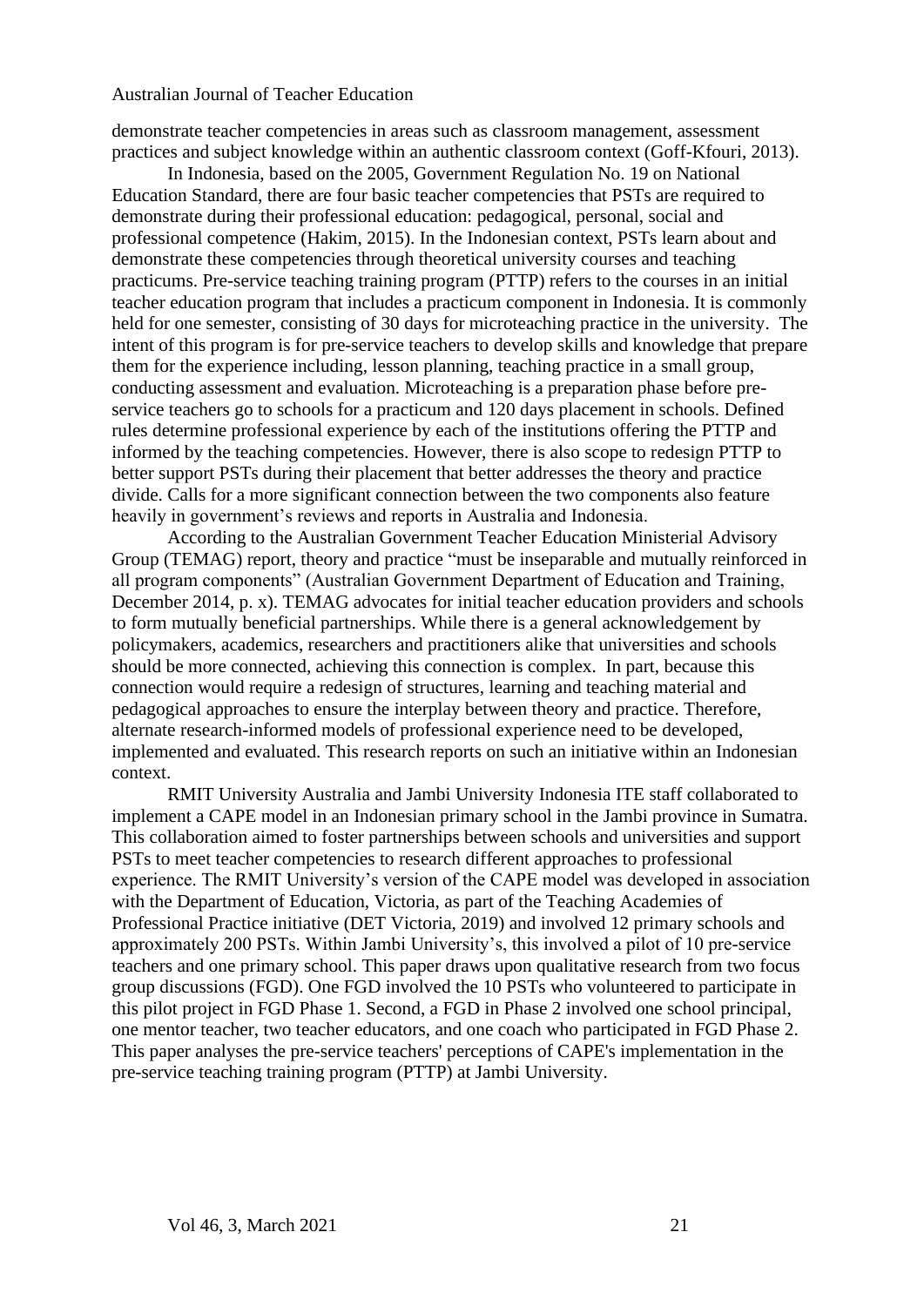demonstrate teacher competencies in areas such as classroom management, assessment practices and subject knowledge within an authentic classroom context (Goff-Kfouri, 2013).

In Indonesia, based on the 2005, Government Regulation No. 19 on National Education Standard, there are four basic teacher competencies that PSTs are required to demonstrate during their professional education: pedagogical, personal, social and professional competence (Hakim, 2015). In the Indonesian context, PSTs learn about and demonstrate these competencies through theoretical university courses and teaching practicums. Pre-service teaching training program (PTTP) refers to the courses in an initial teacher education program that includes a practicum component in Indonesia. It is commonly held for one semester, consisting of 30 days for microteaching practice in the university. The intent of this program is for pre-service teachers to develop skills and knowledge that prepare them for the experience including, lesson planning, teaching practice in a small group, conducting assessment and evaluation. Microteaching is a preparation phase before pre-service teachers go to schools for a practicum and 120 days placement in schools. Defined rules determine professional experience by each of the institutions offering the PTTP and informed by the teaching competencies. However, there is also scope to redesign PTTP to better support PSTs during their placement that better addresses the theory and practice divide. Calls for a more significant connection between the two components also feature heavily in government's reviews and reports in Australia and Indonesia.

According to the Australian Government Teacher Education Ministerial Advisory Group (TEMAG) report, theory and practice "must be inseparable and mutually reinforced in all program components" (Australian Government Department of Education and Training, December 2014, p. x). TEMAG advocates for initial teacher education providers and schools to form mutually beneficial partnerships. While there is a general acknowledgement by policymakers, academics, researchers and practitioners alike that universities and schools should be more connected, achieving this connection is complex. In part, because this connection would require a redesign of structures, learning and teaching material and pedagogical approaches to ensure the interplay between theory and practice. Therefore, alternate research-informed models of professional experience need to be developed, implemented and evaluated. This research reports on such an initiative within an Indonesian context.

RMIT University Australia and Jambi University Indonesia ITE staff collaborated to implement a CAPE model in an Indonesian primary school in the Jambi province in Sumatra. This collaboration aimed to foster partnerships between schools and universities and support PSTs to meet teacher competencies to research different approaches to professional experience. The RMIT University's version of the CAPE model was developed in association with the Department of Education, Victoria, as part of the Teaching Academies of Professional Practice initiative (DET Victoria, 2019) and involved 12 primary schools and approximately 200 PSTs. Within Jambi University's, this involved a pilot of 10 pre-service teachers and one primary school. This paper draws upon qualitative research from two focus group discussions (FGD). One FGD involved the 10 PSTs who volunteered to participate in this pilot project in FGD Phase 1. Second, a FGD in Phase 2 involved one school principal, one mentor teacher, two teacher educators, and one coach who participated in FGD Phase 2. This paper analyses the pre-service teachers' perceptions of CAPE's implementation in the pre-service teaching training program (PTTP) at Jambi University.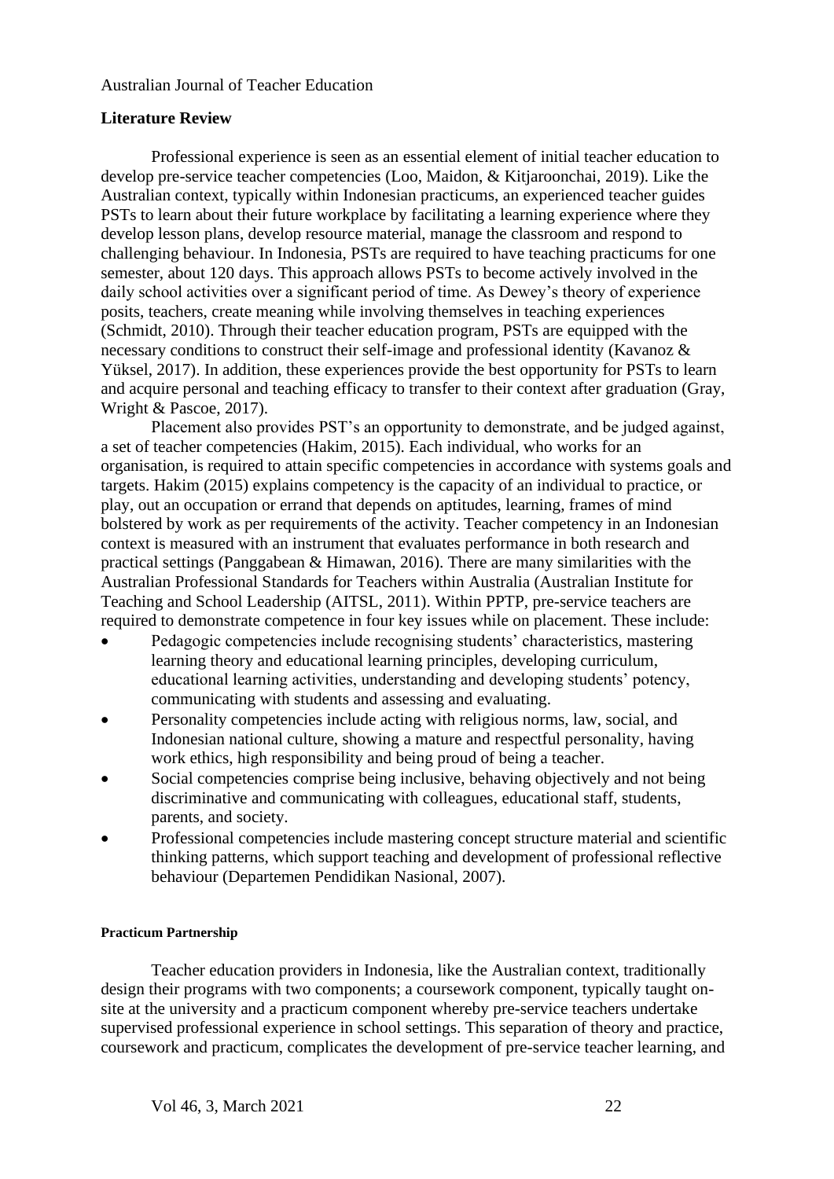## Literature Review

Professional experience is seen as an essential element of initial teacher education to develop pre-service teacher competencies (Loo, Maidon, & Kitjaroonchai, 2019). Like the Australian context, typically within Indonesian practicums, an experienced teacher guides PSTs to learn about their future workplace by facilitating a learning experience where they develop lesson plans, develop resource material, manage the classroom and respond to challenging behaviour. In Indonesia, PSTs are required to have teaching practicums for one semester, about 120 days. This approach allows PSTs to become actively involved in the daily school activities over a significant period of time. As Dewey's theory of experience posits, teachers, create meaning while involving themselves in teaching experiences (Schmidt, 2010). Through their teacher education program, PSTs are equipped with the necessary conditions to construct their self-image and professional identity (Kavanoz & Yüksel, 2017). In addition, these experiences provide the best opportunity for PSTs to learn and acquire personal and teaching efficacy to transfer to their context after graduation (Gray, Wright & Pascoe, 2017).

Placement also provides PST's an opportunity to demonstrate, and be judged against, a set of teacher competencies (Hakim, 2015). Each individual, who works for an organisation, is required to attain specific competencies in accordance with systems goals and targets. Hakim (2015) explains competency is the capacity of an individual to practice, or play, out an occupation or errand that depends on aptitudes, learning, frames of mind bolstered by work as per requirements of the activity. Teacher competency in an Indonesian context is measured with an instrument that evaluates performance in both research and practical settings (Panggabean & Himawan, 2016). There are many similarities with the Australian Professional Standards for Teachers within Australia (Australian Institute for Teaching and School Leadership (AITSL, 2011). Within PPTP, pre-service teachers are required to demonstrate competence in four key issues while on placement. These include:

- Pedagogic competencies include recognising students' characteristics, mastering learning theory and educational learning principles, developing curriculum, educational learning activities, understanding and developing students' potency, communicating with students and assessing and evaluating.
- Personality competencies include acting with religious norms, law, social, and Indonesian national culture, showing a mature and respectful personality, having work ethics, high responsibility and being proud of being a teacher.
- Social competencies comprise being inclusive, behaving objectively and not being discriminative and communicating with colleagues, educational staff, students, parents, and society.
- Professional competencies include mastering concept structure material and scientific thinking patterns, which support teaching and development of professional reflective behaviour (Departemen Pendidikan Nasional, 2007).

### Practicum Partnership

Teacher education providers in Indonesia, like the Australian context, traditionally design their programs with two components; a coursework component, typically taught on-site at the university and a practicum component whereby pre-service teachers undertake supervised professional experience in school settings. This separation of theory and practice, coursework and practicum, complicates the development of pre-service teacher learning, and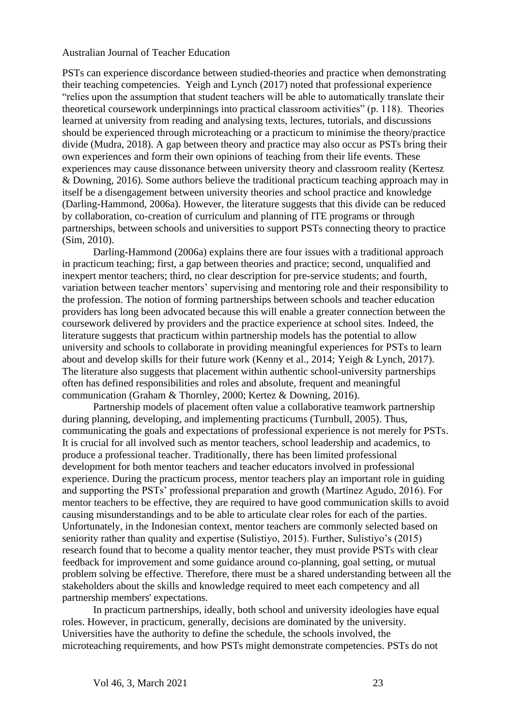PSTs can experience discordance between studied-theories and practice when demonstrating their teaching competencies. Yeigh and Lynch (2017) noted that professional experience "relies upon the assumption that student teachers will be able to automatically translate their theoretical coursework underpinnings into practical classroom activities" (p. 118). Theories learned at university from reading and analysing texts, lectures, tutorials, and discussions should be experienced through microteaching or a practicum to minimise the theory/practice divide (Mudra, 2018). A gap between theory and practice may also occur as PSTs bring their own experiences and form their own opinions of teaching from their life events. These experiences may cause dissonance between university theory and classroom reality (Kertesz & Downing, 2016). Some authors believe the traditional practicum teaching approach may in itself be a disengagement between university theories and school practice and knowledge (Darling-Hammond, 2006a). However, the literature suggests that this divide can be reduced by collaboration, co-creation of curriculum and planning of ITE programs or through partnerships, between schools and universities to support PSTs connecting theory to practice (Sim, 2010).

Darling-Hammond (2006a) explains there are four issues with a traditional approach in practicum teaching; first, a gap between theories and practice; second, unqualified and inexpert mentor teachers; third, no clear description for pre-service students; and fourth, variation between teacher mentors' supervising and mentoring role and their responsibility to the profession. The notion of forming partnerships between schools and teacher education providers has long been advocated because this will enable a greater connection between the coursework delivered by providers and the practice experience at school sites. Indeed, the literature suggests that practicum within partnership models has the potential to allow university and schools to collaborate in providing meaningful experiences for PSTs to learn about and develop skills for their future work (Kenny et al., 2014; Yeigh & Lynch, 2017). The literature also suggests that placement within authentic school-university partnerships often has defined responsibilities and roles and absolute, frequent and meaningful communication (Graham & Thornley, 2000; Kertez & Downing, 2016).

Partnership models of placement often value a collaborative teamwork partnership during planning, developing, and implementing practicums (Turnbull, 2005). Thus, communicating the goals and expectations of professional experience is not merely for PSTs. It is crucial for all involved such as mentor teachers, school leadership and academics, to produce a professional teacher. Traditionally, there has been limited professional development for both mentor teachers and teacher educators involved in professional experience. During the practicum process, mentor teachers play an important role in guiding and supporting the PSTs' professional preparation and growth (Martínez Agudo, 2016). For mentor teachers to be effective, they are required to have good communication skills to avoid causing misunderstandings and to be able to articulate clear roles for each of the parties. Unfortunately, in the Indonesian context, mentor teachers are commonly selected based on seniority rather than quality and expertise (Sulistiyo, 2015). Further, Sulistiyo's (2015) research found that to become a quality mentor teacher, they must provide PSTs with clear feedback for improvement and some guidance around co-planning, goal setting, or mutual problem solving be effective. Therefore, there must be a shared understanding between all the stakeholders about the skills and knowledge required to meet each competency and all partnership members' expectations.

In practicum partnerships, ideally, both school and university ideologies have equal roles. However, in practicum, generally, decisions are dominated by the university. Universities have the authority to define the schedule, the schools involved, the microteaching requirements, and how PSTs might demonstrate competencies. PSTs do not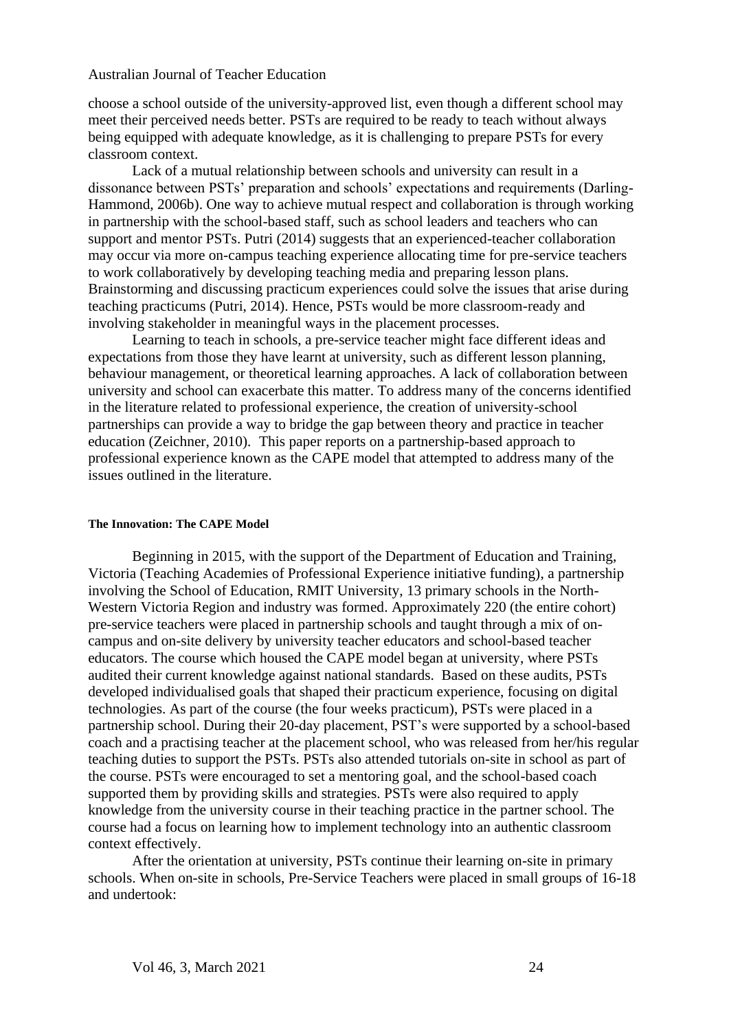choose a school outside of the university-approved list, even though a different school may meet their perceived needs better. PSTs are required to be ready to teach without always being equipped with adequate knowledge, as it is challenging to prepare PSTs for every classroom context.

Lack of a mutual relationship between schools and university can result in a dissonance between PSTs' preparation and schools' expectations and requirements (Darling-Hammond, 2006b). One way to achieve mutual respect and collaboration is through working in partnership with the school-based staff, such as school leaders and teachers who can support and mentor PSTs. Putri (2014) suggests that an experienced-teacher collaboration may occur via more on-campus teaching experience allocating time for pre-service teachers to work collaboratively by developing teaching media and preparing lesson plans. Brainstorming and discussing practicum experiences could solve the issues that arise during teaching practicums (Putri, 2014). Hence, PSTs would be more classroom-ready and involving stakeholder in meaningful ways in the placement processes.

Learning to teach in schools, a pre-service teacher might face different ideas and expectations from those they have learnt at university, such as different lesson planning, behaviour management, or theoretical learning approaches. A lack of collaboration between university and school can exacerbate this matter. To address many of the concerns identified in the literature related to professional experience, the creation of university-school partnerships can provide a way to bridge the gap between theory and practice in teacher education (Zeichner, 2010). This paper reports on a partnership-based approach to professional experience known as the CAPE model that attempted to address many of the issues outlined in the literature.

#### The Innovation: The CAPE Model

Beginning in 2015, with the support of the Department of Education and Training, Victoria (Teaching Academies of Professional Experience initiative funding), a partnership involving the School of Education, RMIT University, 13 primary schools in the North-Western Victoria Region and industry was formed. Approximately 220 (the entire cohort) pre-service teachers were placed in partnership schools and taught through a mix of on-campus and on-site delivery by university teacher educators and school-based teacher educators. The course which housed the CAPE model began at university, where PSTs audited their current knowledge against national standards. Based on these audits, PSTs developed individualised goals that shaped their practicum experience, focusing on digital technologies. As part of the course (the four weeks practicum), PSTs were placed in a partnership school. During their 20-day placement, PST's were supported by a school-based coach and a practising teacher at the placement school, who was released from her/his regular teaching duties to support the PSTs. PSTs also attended tutorials on-site in school as part of the course. PSTs were encouraged to set a mentoring goal, and the school-based coach supported them by providing skills and strategies. PSTs were also required to apply knowledge from the university course in their teaching practice in the partner school. The course had a focus on learning how to implement technology into an authentic classroom context effectively.

After the orientation at university, PSTs continue their learning on-site in primary schools. When on-site in schools, Pre-Service Teachers were placed in small groups of 16-18 and undertook: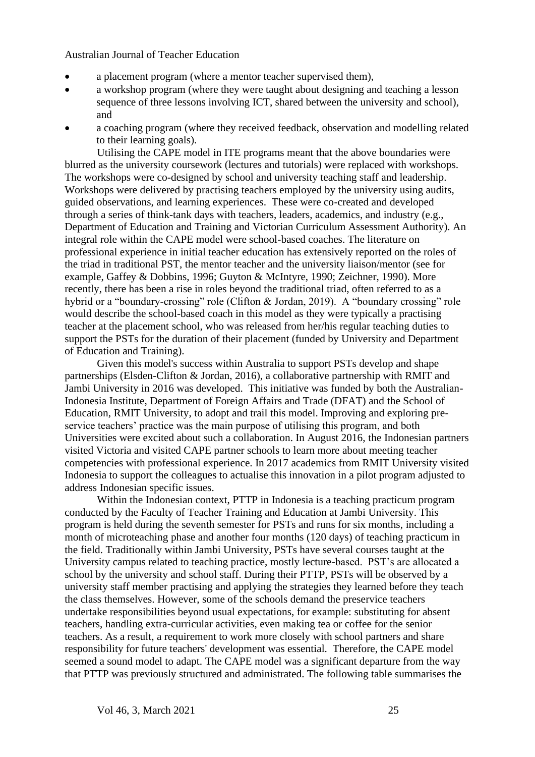- a placement program (where a mentor teacher supervised them),
- a workshop program (where they were taught about designing and teaching a lesson sequence of three lessons involving ICT, shared between the university and school), and
- a coaching program (where they received feedback, observation and modelling related to their learning goals).

Utilising the CAPE model in ITE programs meant that the above boundaries were blurred as the university coursework (lectures and tutorials) were replaced with workshops. The workshops were co-designed by school and university teaching staff and leadership. Workshops were delivered by practising teachers employed by the university using audits, guided observations, and learning experiences. These were co-created and developed through a series of think-tank days with teachers, leaders, academics, and industry (e.g., Department of Education and Training and Victorian Curriculum Assessment Authority). An integral role within the CAPE model were school-based coaches. The literature on professional experience in initial teacher education has extensively reported on the roles of the triad in traditional PST, the mentor teacher and the university liaison/mentor (see for example, Gaffey & Dobbins, 1996; Guyton & McIntyre, 1990; Zeichner, 1990). More recently, there has been a rise in roles beyond the traditional triad, often referred to as a hybrid or a "boundary-crossing" role (Clifton & Jordan, 2019). A "boundary crossing" role would describe the school-based coach in this model as they were typically a practising teacher at the placement school, who was released from her/his regular teaching duties to support the PSTs for the duration of their placement (funded by University and Department of Education and Training).

Given this model's success within Australia to support PSTs develop and shape partnerships (Elsden-Clifton & Jordan, 2016), a collaborative partnership with RMIT and Jambi University in 2016 was developed. This initiative was funded by both the Australian-Indonesia Institute, Department of Foreign Affairs and Trade (DFAT) and the School of Education, RMIT University, to adopt and trail this model. Improving and exploring pre-service teachers' practice was the main purpose of utilising this program, and both Universities were excited about such a collaboration. In August 2016, the Indonesian partners visited Victoria and visited CAPE partner schools to learn more about meeting teacher competencies with professional experience. In 2017 academics from RMIT University visited Indonesia to support the colleagues to actualise this innovation in a pilot program adjusted to address Indonesian specific issues.

Within the Indonesian context, PTTP in Indonesia is a teaching practicum program conducted by the Faculty of Teacher Training and Education at Jambi University. This program is held during the seventh semester for PSTs and runs for six months, including a month of microteaching phase and another four months (120 days) of teaching practicum in the field. Traditionally within Jambi University, PSTs have several courses taught at the University campus related to teaching practice, mostly lecture-based. PST's are allocated a school by the university and school staff. During their PTTP, PSTs will be observed by a university staff member practising and applying the strategies they learned before they teach the class themselves. However, some of the schools demand the preservice teachers undertake responsibilities beyond usual expectations, for example: substituting for absent teachers, handling extra-curricular activities, even making tea or coffee for the senior teachers. As a result, a requirement to work more closely with school partners and share responsibility for future teachers' development was essential. Therefore, the CAPE model seemed a sound model to adapt. The CAPE model was a significant departure from the way that PTTP was previously structured and administrated. The following table summarises the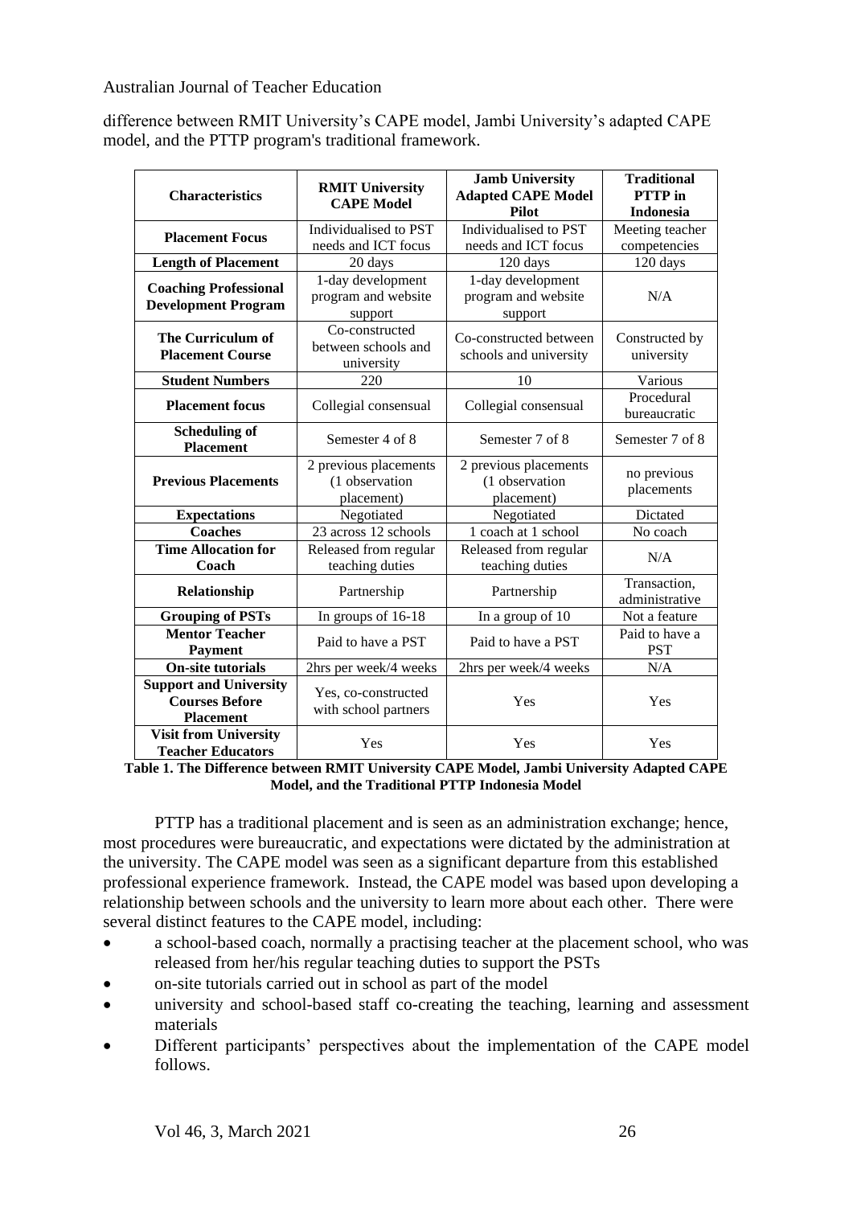difference between RMIT University's CAPE model, Jambi University's adapted CAPE model, and the PTTP program's traditional framework.

| Characteristics | RMIT University CAPE Model | Jamb University Adapted CAPE Model Pilot | Traditional PTTP in Indonesia |
|---|---|---|---|
| **Placement Focus** | Individualised to PST needs and ICT focus | Individualised to PST needs and ICT focus | Meeting teacher competencies |
| **Length of Placement** | 20 days | 120 days | 120 days |
| **Coaching Professional Development Program** | 1-day development program and website support | 1-day development program and website support | N/A |
| **The Curriculum of Placement Course** | Co-constructed between schools and university | Co-constructed between schools and university | Constructed by university |
| **Student Numbers** | 220 | 10 | Various |
| **Placement focus** | Collegial consensual | Collegial consensual | Procedural bureaucratic |
| **Scheduling of Placement** | Semester 4 of 8 | Semester 7 of 8 | Semester 7 of 8 |
| **Previous Placements** | 2 previous placements (1 observation placement) | 2 previous placements (1 observation placement) | no previous placements |
| **Expectations** | Negotiated | Negotiated | Dictated |
| **Coaches** | 23 across 12 schools | 1 coach at 1 school | No coach |
| **Time Allocation for Coach** | Released from regular teaching duties | Released from regular teaching duties | N/A |
| **Relationship** | Partnership | Partnership | Transaction, administrative |
| **Grouping of PSTs** | In groups of 16-18 | In a group of 10 | Not a feature |
| **Mentor Teacher Payment** | Paid to have a PST | Paid to have a PST | Paid to have a PST |
| **On-site tutorials** | 2hrs per week/4 weeks | 2hrs per week/4 weeks | N/A |
| **Support and University Courses Before Placement** | Yes, co-constructed with school partners | Yes | Yes |
| **Visit from University Teacher Educators** | Yes | Yes | Yes |

**Table 1. The Difference between RMIT University CAPE Model, Jambi University Adapted CAPE Model, and the Traditional PTTP Indonesia Model**

PTTP has a traditional placement and is seen as an administration exchange; hence, most procedures were bureaucratic, and expectations were dictated by the administration at the university. The CAPE model was seen as a significant departure from this established professional experience framework. Instead, the CAPE model was based upon developing a relationship between schools and the university to learn more about each other. There were several distinct features to the CAPE model, including:

- a school-based coach, normally a practising teacher at the placement school, who was released from her/his regular teaching duties to support the PSTs
- on-site tutorials carried out in school as part of the model
- university and school-based staff co-creating the teaching, learning and assessment materials
- Different participants' perspectives about the implementation of the CAPE model follows.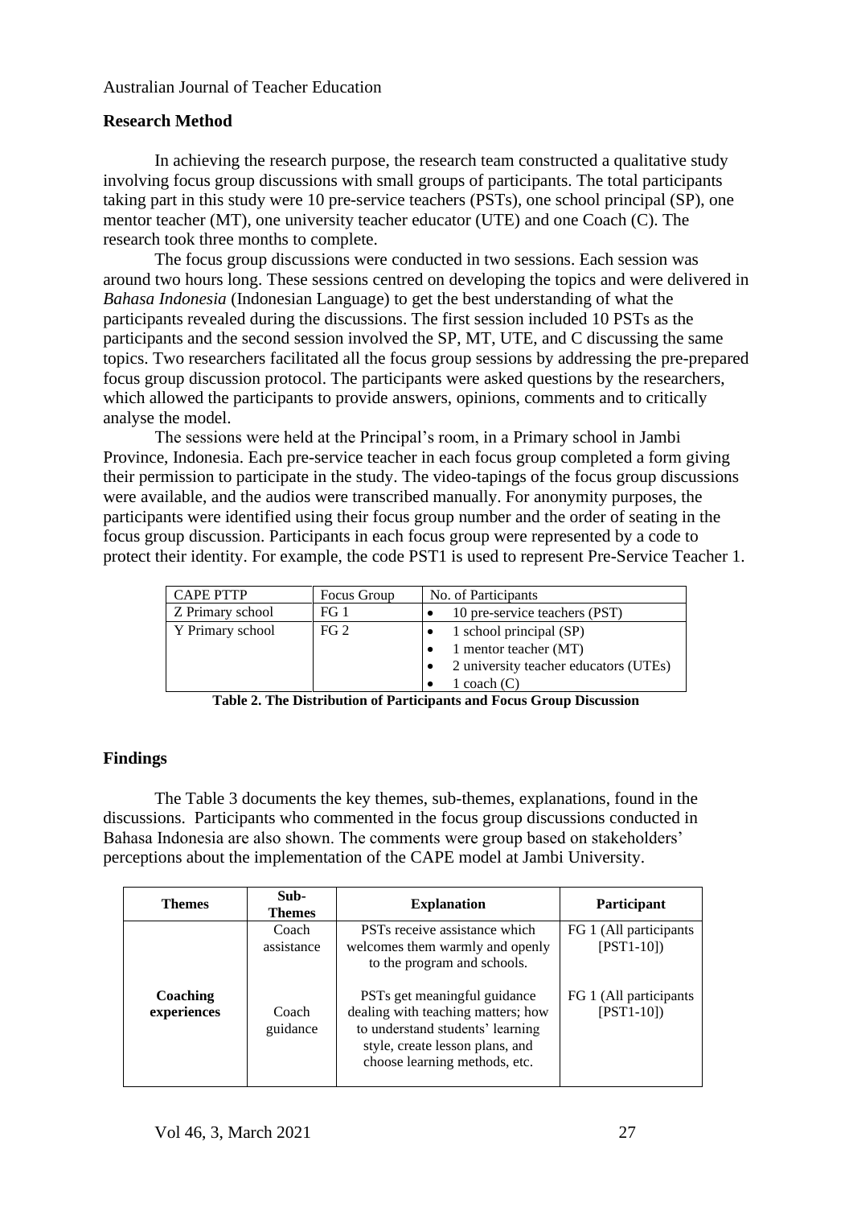## Research Method

In achieving the research purpose, the research team constructed a qualitative study involving focus group discussions with small groups of participants. The total participants taking part in this study were 10 pre-service teachers (PSTs), one school principal (SP), one mentor teacher (MT), one university teacher educator (UTE) and one Coach (C). The research took three months to complete.

The focus group discussions were conducted in two sessions. Each session was around two hours long. These sessions centred on developing the topics and were delivered in *Bahasa Indonesia* (Indonesian Language) to get the best understanding of what the participants revealed during the discussions. The first session included 10 PSTs as the participants and the second session involved the SP, MT, UTE, and C discussing the same topics. Two researchers facilitated all the focus group sessions by addressing the pre-prepared focus group discussion protocol. The participants were asked questions by the researchers, which allowed the participants to provide answers, opinions, comments and to critically analyse the model.

The sessions were held at the Principal's room, in a Primary school in Jambi Province, Indonesia. Each pre-service teacher in each focus group completed a form giving their permission to participate in the study. The video-tapings of the focus group discussions were available, and the audios were transcribed manually. For anonymity purposes, the participants were identified using their focus group number and the order of seating in the focus group discussion. Participants in each focus group were represented by a code to protect their identity. For example, the code PST1 is used to represent Pre-Service Teacher 1.

| CAPE PTTP | Focus Group | No. of Participants |
|---|---|---|
| Z Primary school | FG 1 | • 10 pre-service teachers (PST) |
| Y Primary school | FG 2 | • 1 school principal (SP)<br>• 1 mentor teacher (MT)<br>• 2 university teacher educators (UTEs)<br>• 1 coach (C) |

**Table 2. The Distribution of Participants and Focus Group Discussion**

## Findings

The Table 3 documents the key themes, sub-themes, explanations, found in the discussions. Participants who commented in the focus group discussions conducted in Bahasa Indonesia are also shown. The comments were group based on stakeholders' perceptions about the implementation of the CAPE model at Jambi University.

| Themes | Sub-Themes | Explanation | Participant |
|---|---|---|---|
| **Coaching experiences** | Coach assistance | PSTs receive assistance which welcomes them warmly and openly to the program and schools. | FG 1 (All participants [PST1-10]) |
| | Coach guidance | PSTs get meaningful guidance dealing with teaching matters; how to understand students' learning style, create lesson plans, and choose learning methods, etc. | FG 1 (All participants [PST1-10]) |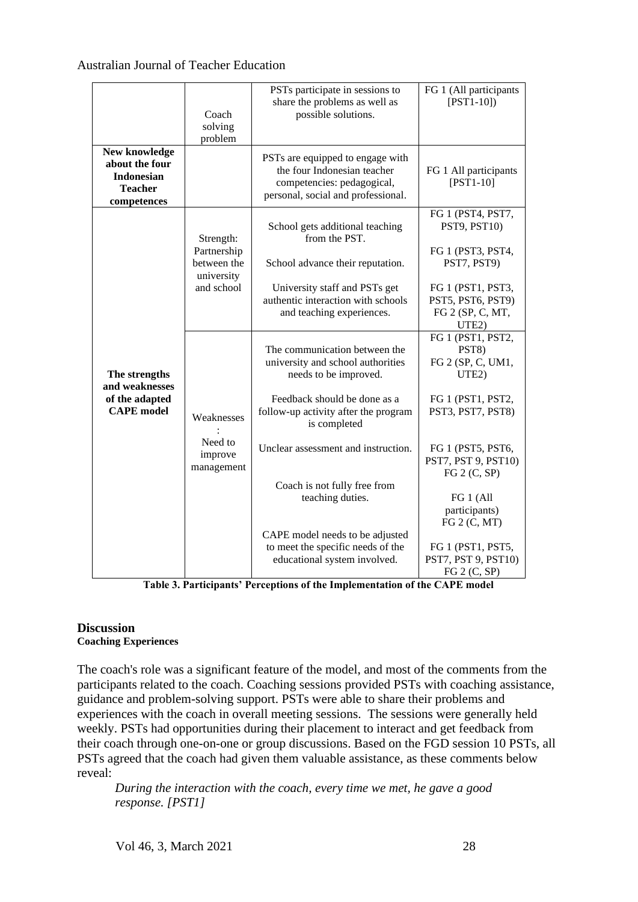| | | | |
|---|---|---|---|
| | Coach solving problem | PSTs participate in sessions to share the problems as well as possible solutions. | FG 1 (All participants [PST1-10]) |
| **New knowledge about the four Indonesian Teacher competences** | | PSTs are equipped to engage with the four Indonesian teacher competencies: pedagogical, personal, social and professional. | FG 1 All participants [PST1-10] |
| **The strengths and weaknesses of the adapted CAPE model** | Strength: Partnership between the university and school | School gets additional teaching from the PST. | FG 1 (PST4, PST7, PST9, PST10) |
| | | School advance their reputation. | FG 1 (PST3, PST4, PST7, PST9) |
| | | University staff and PSTs get authentic interaction with schools and teaching experiences. | FG 1 (PST1, PST3, PST5, PST6, PST9) FG 2 (SP, C, MT, UTE2) |
| | Weaknesses : Need to improve management | The communication between the university and school authorities needs to be improved. | FG 1 (PST1, PST2, PST8) FG 2 (SP, C, UM1, UTE2) |
| | | Feedback should be done as a follow-up activity after the program is completed | FG 1 (PST1, PST2, PST3, PST7, PST8) |
| | | Unclear assessment and instruction. | FG 1 (PST5, PST6, PST7, PST 9, PST10) FG 2 (C, SP) |
| | | Coach is not fully free from teaching duties. | FG 1 (All participants) FG 2 (C, MT) |
| | | CAPE model needs to be adjusted to meet the specific needs of the educational system involved. | FG 1 (PST1, PST5, PST7, PST 9, PST10) FG 2 (C, SP) |

**Table 3. Participants' Perceptions of the Implementation of the CAPE model**

## Discussion

### Coaching Experiences

The coach's role was a significant feature of the model, and most of the comments from the participants related to the coach. Coaching sessions provided PSTs with coaching assistance, guidance and problem-solving support. PSTs were able to share their problems and experiences with the coach in overall meeting sessions. The sessions were generally held weekly. PSTs had opportunities during their placement to interact and get feedback from their coach through one-on-one or group discussions. Based on the FGD session 10 PSTs, all PSTs agreed that the coach had given them valuable assistance, as these comments below reveal:

> *During the interaction with the coach, every time we met, he gave a good response. [PST1]*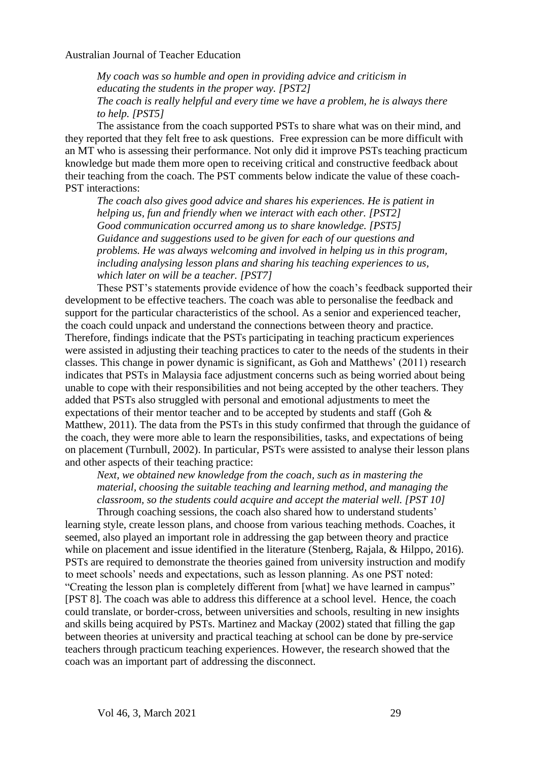*My coach was so humble and open in providing advice and criticism in educating the students in the proper way. [PST2]*
*The coach is really helpful and every time we have a problem, he is always there to help. [PST5]*

The assistance from the coach supported PSTs to share what was on their mind, and they reported that they felt free to ask questions. Free expression can be more difficult with an MT who is assessing their performance. Not only did it improve PSTs teaching practicum knowledge but made them more open to receiving critical and constructive feedback about their teaching from the coach. The PST comments below indicate the value of these coach-PST interactions:

*The coach also gives good advice and shares his experiences. He is patient in helping us, fun and friendly when we interact with each other. [PST2]*
*Good communication occurred among us to share knowledge. [PST5]*
*Guidance and suggestions used to be given for each of our questions and problems. He was always welcoming and involved in helping us in this program, including analysing lesson plans and sharing his teaching experiences to us, which later on will be a teacher. [PST7]*

These PST's statements provide evidence of how the coach's feedback supported their development to be effective teachers. The coach was able to personalise the feedback and support for the particular characteristics of the school. As a senior and experienced teacher, the coach could unpack and understand the connections between theory and practice. Therefore, findings indicate that the PSTs participating in teaching practicum experiences were assisted in adjusting their teaching practices to cater to the needs of the students in their classes. This change in power dynamic is significant, as Goh and Matthews' (2011) research indicates that PSTs in Malaysia face adjustment concerns such as being worried about being unable to cope with their responsibilities and not being accepted by the other teachers. They added that PSTs also struggled with personal and emotional adjustments to meet the expectations of their mentor teacher and to be accepted by students and staff (Goh & Matthew, 2011). The data from the PSTs in this study confirmed that through the guidance of the coach, they were more able to learn the responsibilities, tasks, and expectations of being on placement (Turnbull, 2002). In particular, PSTs were assisted to analyse their lesson plans and other aspects of their teaching practice:

*Next, we obtained new knowledge from the coach, such as in mastering the material, choosing the suitable teaching and learning method, and managing the classroom, so the students could acquire and accept the material well. [PST 10]*

Through coaching sessions, the coach also shared how to understand students' learning style, create lesson plans, and choose from various teaching methods. Coaches, it seemed, also played an important role in addressing the gap between theory and practice while on placement and issue identified in the literature (Stenberg, Rajala, & Hilppo, 2016). PSTs are required to demonstrate the theories gained from university instruction and modify to meet schools' needs and expectations, such as lesson planning. As one PST noted: "Creating the lesson plan is completely different from [what] we have learned in campus" [PST 8]. The coach was able to address this difference at a school level. Hence, the coach could translate, or border-cross, between universities and schools, resulting in new insights and skills being acquired by PSTs. Martinez and Mackay (2002) stated that filling the gap between theories at university and practical teaching at school can be done by pre-service teachers through practicum teaching experiences. However, the research showed that the coach was an important part of addressing the disconnect.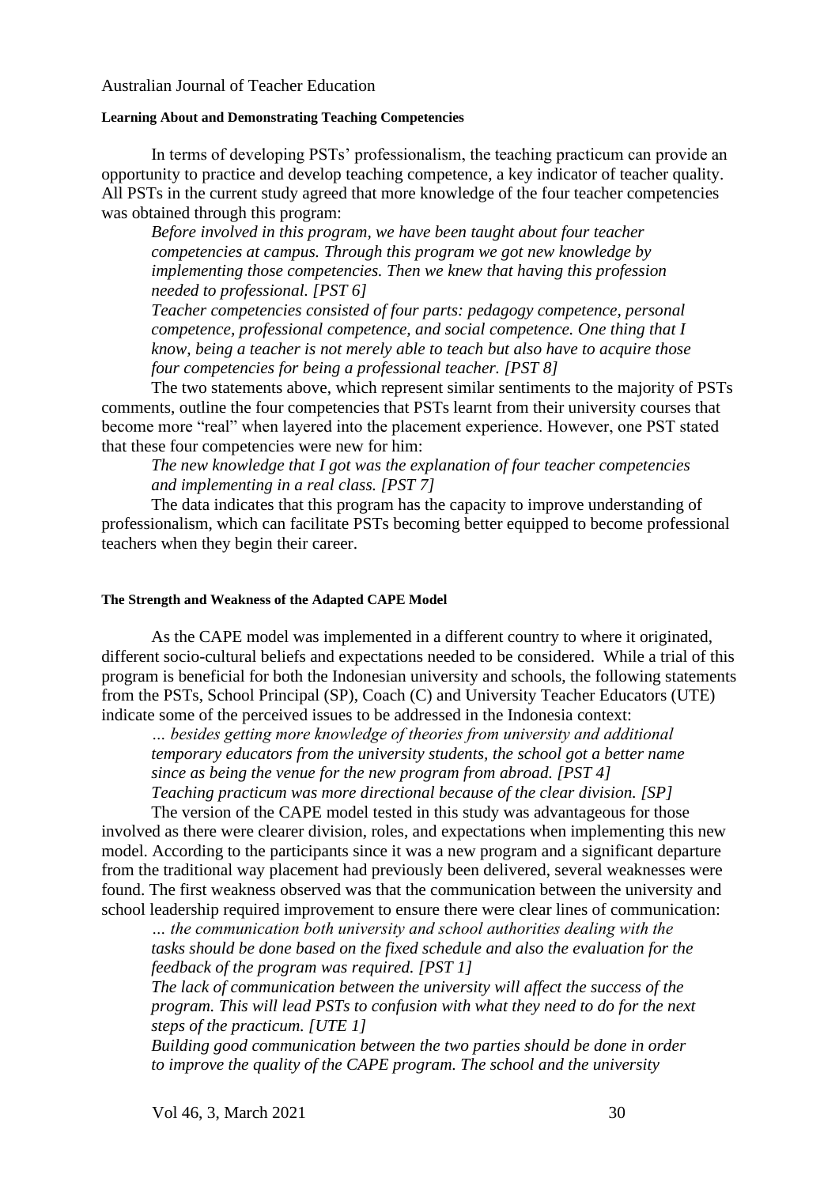#### Learning About and Demonstrating Teaching Competencies

In terms of developing PSTs' professionalism, the teaching practicum can provide an opportunity to practice and develop teaching competence, a key indicator of teacher quality. All PSTs in the current study agreed that more knowledge of the four teacher competencies was obtained through this program:

> *Before involved in this program, we have been taught about four teacher competencies at campus. Through this program we got new knowledge by implementing those competencies. Then we knew that having this profession needed to professional. [PST 6]*
>
> *Teacher competencies consisted of four parts: pedagogy competence, personal competence, professional competence, and social competence. One thing that I know, being a teacher is not merely able to teach but also have to acquire those four competencies for being a professional teacher. [PST 8]*

The two statements above, which represent similar sentiments to the majority of PSTs comments, outline the four competencies that PSTs learnt from their university courses that become more "real" when layered into the placement experience. However, one PST stated that these four competencies were new for him:

> *The new knowledge that I got was the explanation of four teacher competencies and implementing in a real class. [PST 7]*

The data indicates that this program has the capacity to improve understanding of professionalism, which can facilitate PSTs becoming better equipped to become professional teachers when they begin their career.

#### The Strength and Weakness of the Adapted CAPE Model

As the CAPE model was implemented in a different country to where it originated, different socio-cultural beliefs and expectations needed to be considered. While a trial of this program is beneficial for both the Indonesian university and schools, the following statements from the PSTs, School Principal (SP), Coach (C) and University Teacher Educators (UTE) indicate some of the perceived issues to be addressed in the Indonesia context:

> *… besides getting more knowledge of theories from university and additional temporary educators from the university students, the school got a better name since as being the venue for the new program from abroad. [PST 4]*
>
> *Teaching practicum was more directional because of the clear division. [SP]*

The version of the CAPE model tested in this study was advantageous for those involved as there were clearer division, roles, and expectations when implementing this new model. According to the participants since it was a new program and a significant departure from the traditional way placement had previously been delivered, several weaknesses were found. The first weakness observed was that the communication between the university and school leadership required improvement to ensure there were clear lines of communication:

> *… the communication both university and school authorities dealing with the tasks should be done based on the fixed schedule and also the evaluation for the feedback of the program was required. [PST 1]*
>
> *The lack of communication between the university will affect the success of the program. This will lead PSTs to confusion with what they need to do for the next steps of the practicum. [UTE 1]*
>
> *Building good communication between the two parties should be done in order to improve the quality of the CAPE program. The school and the university*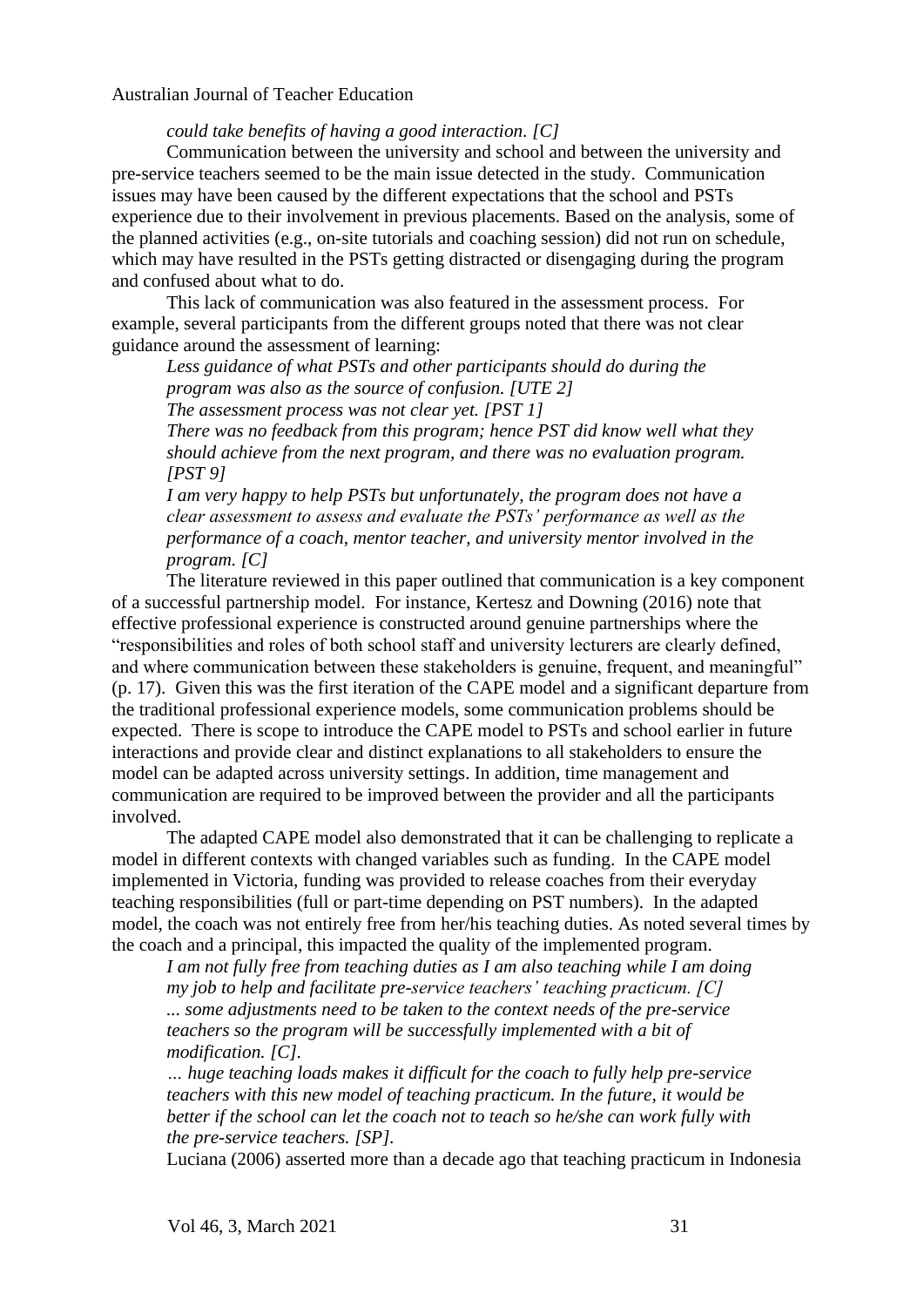*could take benefits of having a good interaction. [C]*

Communication between the university and school and between the university and pre-service teachers seemed to be the main issue detected in the study. Communication issues may have been caused by the different expectations that the school and PSTs experience due to their involvement in previous placements. Based on the analysis, some of the planned activities (e.g., on-site tutorials and coaching session) did not run on schedule, which may have resulted in the PSTs getting distracted or disengaging during the program and confused about what to do.

This lack of communication was also featured in the assessment process. For example, several participants from the different groups noted that there was not clear guidance around the assessment of learning:

> *Less guidance of what PSTs and other participants should do during the program was also as the source of confusion. [UTE 2]*
>
> *The assessment process was not clear yet. [PST 1]*
>
> *There was no feedback from this program; hence PST did know well what they should achieve from the next program, and there was no evaluation program. [PST 9]*
>
> *I am very happy to help PSTs but unfortunately, the program does not have a clear assessment to assess and evaluate the PSTs' performance as well as the performance of a coach, mentor teacher, and university mentor involved in the program. [C]*

The literature reviewed in this paper outlined that communication is a key component of a successful partnership model. For instance, Kertesz and Downing (2016) note that effective professional experience is constructed around genuine partnerships where the "responsibilities and roles of both school staff and university lecturers are clearly defined, and where communication between these stakeholders is genuine, frequent, and meaningful" (p. 17). Given this was the first iteration of the CAPE model and a significant departure from the traditional professional experience models, some communication problems should be expected. There is scope to introduce the CAPE model to PSTs and school earlier in future interactions and provide clear and distinct explanations to all stakeholders to ensure the model can be adapted across university settings. In addition, time management and communication are required to be improved between the provider and all the participants involved.

The adapted CAPE model also demonstrated that it can be challenging to replicate a model in different contexts with changed variables such as funding. In the CAPE model implemented in Victoria, funding was provided to release coaches from their everyday teaching responsibilities (full or part-time depending on PST numbers). In the adapted model, the coach was not entirely free from her/his teaching duties. As noted several times by the coach and a principal, this impacted the quality of the implemented program.

> *I am not fully free from teaching duties as I am also teaching while I am doing my job to help and facilitate pre-service teachers' teaching practicum. [C]*
>
> *... some adjustments need to be taken to the context needs of the pre-service teachers so the program will be successfully implemented with a bit of modification. [C].*
>
> *… huge teaching loads makes it difficult for the coach to fully help pre-service teachers with this new model of teaching practicum. In the future, it would be better if the school can let the coach not to teach so he/she can work fully with the pre-service teachers. [SP].*

Luciana (2006) asserted more than a decade ago that teaching practicum in Indonesia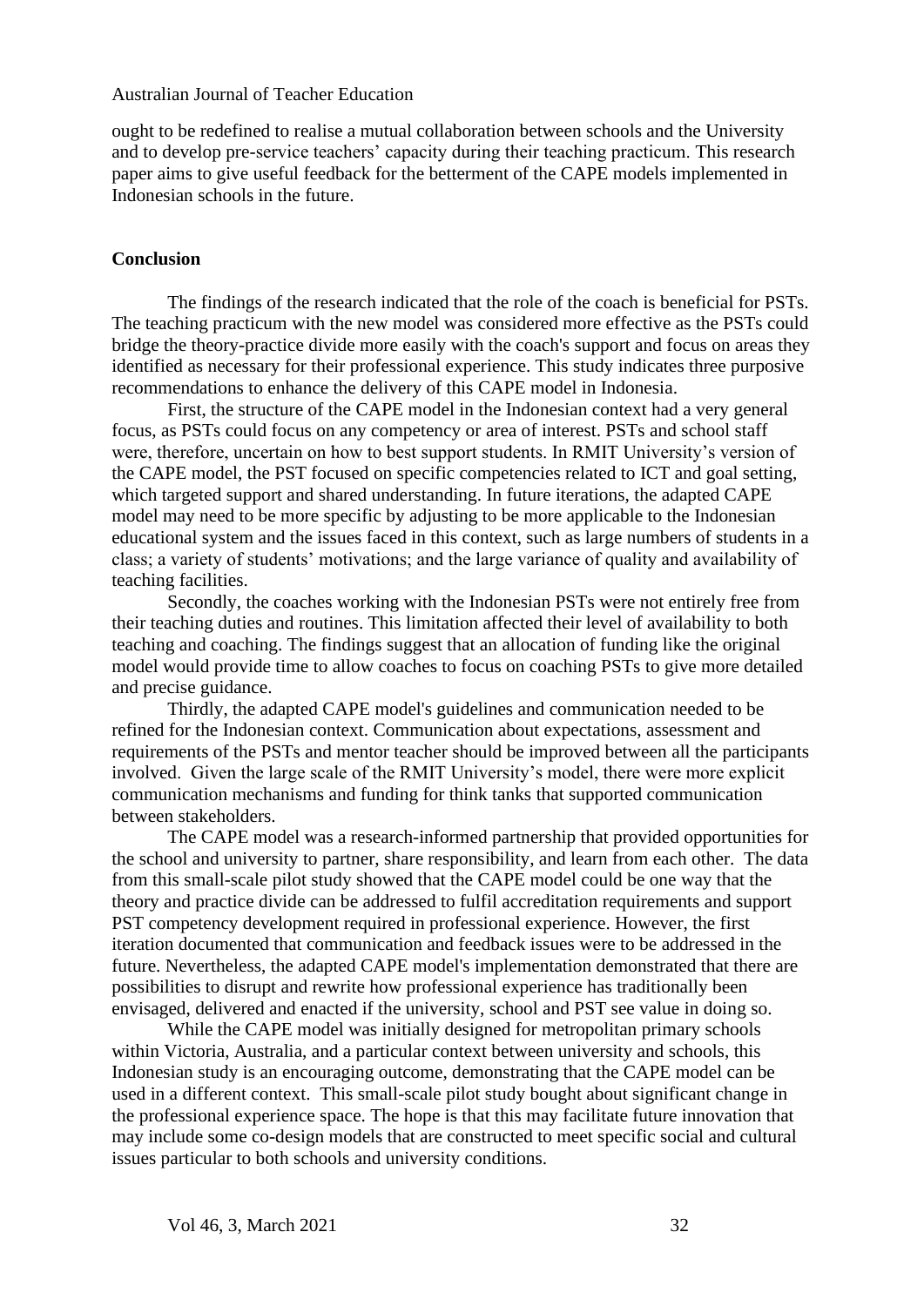ought to be redefined to realise a mutual collaboration between schools and the University and to develop pre-service teachers' capacity during their teaching practicum. This research paper aims to give useful feedback for the betterment of the CAPE models implemented in Indonesian schools in the future.

## Conclusion

The findings of the research indicated that the role of the coach is beneficial for PSTs. The teaching practicum with the new model was considered more effective as the PSTs could bridge the theory-practice divide more easily with the coach's support and focus on areas they identified as necessary for their professional experience. This study indicates three purposive recommendations to enhance the delivery of this CAPE model in Indonesia.

First, the structure of the CAPE model in the Indonesian context had a very general focus, as PSTs could focus on any competency or area of interest. PSTs and school staff were, therefore, uncertain on how to best support students. In RMIT University's version of the CAPE model, the PST focused on specific competencies related to ICT and goal setting, which targeted support and shared understanding. In future iterations, the adapted CAPE model may need to be more specific by adjusting to be more applicable to the Indonesian educational system and the issues faced in this context, such as large numbers of students in a class; a variety of students' motivations; and the large variance of quality and availability of teaching facilities.

Secondly, the coaches working with the Indonesian PSTs were not entirely free from their teaching duties and routines. This limitation affected their level of availability to both teaching and coaching. The findings suggest that an allocation of funding like the original model would provide time to allow coaches to focus on coaching PSTs to give more detailed and precise guidance.

Thirdly, the adapted CAPE model's guidelines and communication needed to be refined for the Indonesian context. Communication about expectations, assessment and requirements of the PSTs and mentor teacher should be improved between all the participants involved. Given the large scale of the RMIT University's model, there were more explicit communication mechanisms and funding for think tanks that supported communication between stakeholders.

The CAPE model was a research-informed partnership that provided opportunities for the school and university to partner, share responsibility, and learn from each other. The data from this small-scale pilot study showed that the CAPE model could be one way that the theory and practice divide can be addressed to fulfil accreditation requirements and support PST competency development required in professional experience. However, the first iteration documented that communication and feedback issues were to be addressed in the future. Nevertheless, the adapted CAPE model's implementation demonstrated that there are possibilities to disrupt and rewrite how professional experience has traditionally been envisaged, delivered and enacted if the university, school and PST see value in doing so.

While the CAPE model was initially designed for metropolitan primary schools within Victoria, Australia, and a particular context between university and schools, this Indonesian study is an encouraging outcome, demonstrating that the CAPE model can be used in a different context. This small-scale pilot study bought about significant change in the professional experience space. The hope is that this may facilitate future innovation that may include some co-design models that are constructed to meet specific social and cultural issues particular to both schools and university conditions.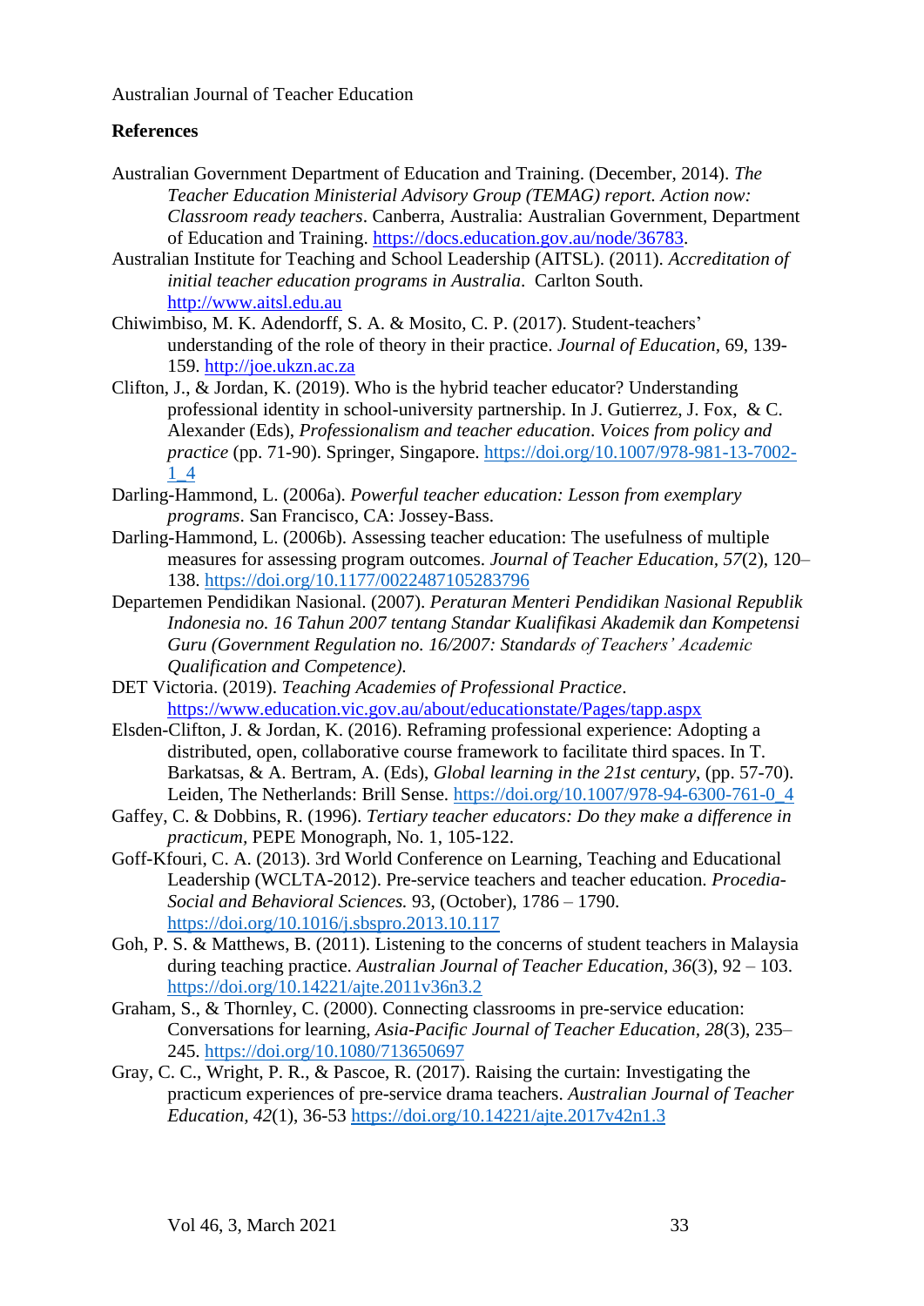## References

Australian Government Department of Education and Training. (December, 2014). *The Teacher Education Ministerial Advisory Group (TEMAG) report. Action now: Classroom ready teachers*. Canberra, Australia: Australian Government, Department of Education and Training. https://docs.education.gov.au/node/36783.

Australian Institute for Teaching and School Leadership (AITSL). (2011). *Accreditation of initial teacher education programs in Australia*. Carlton South. http://www.aitsl.edu.au

Chiwimbiso, M. K. Adendorff, S. A. & Mosito, C. P. (2017). Student-teachers' understanding of the role of theory in their practice. *Journal of Education*, 69, 139-159. http://joe.ukzn.ac.za

Clifton, J., & Jordan, K. (2019). Who is the hybrid teacher educator? Understanding professional identity in school-university partnership. In J. Gutierrez, J. Fox, & C. Alexander (Eds), *Professionalism and teacher education. Voices from policy and practice* (pp. 71-90). Springer, Singapore. https://doi.org/10.1007/978-981-13-7002-1_4

Darling-Hammond, L. (2006a). *Powerful teacher education: Lesson from exemplary programs*. San Francisco, CA: Jossey-Bass.

Darling-Hammond, L. (2006b). Assessing teacher education: The usefulness of multiple measures for assessing program outcomes. *Journal of Teacher Education, 57*(2), 120–138. https://doi.org/10.1177/0022487105283796

Departemen Pendidikan Nasional. (2007). *Peraturan Menteri Pendidikan Nasional Republik Indonesia no. 16 Tahun 2007 tentang Standar Kualifikasi Akademik dan Kompetensi Guru (Government Regulation no. 16/2007: Standards of Teachers' Academic Qualification and Competence).*

DET Victoria. (2019). *Teaching Academies of Professional Practice*. https://www.education.vic.gov.au/about/educationstate/Pages/tapp.aspx

Elsden-Clifton, J. & Jordan, K. (2016). Reframing professional experience: Adopting a distributed, open, collaborative course framework to facilitate third spaces. In T. Barkatsas, & A. Bertram, A. (Eds), *Global learning in the 21st century*, (pp. 57-70). Leiden, The Netherlands: Brill Sense. https://doi.org/10.1007/978-94-6300-761-0_4

Gaffey, C. & Dobbins, R. (1996). *Tertiary teacher educators: Do they make a difference in practicum*, PEPE Monograph, No. 1, 105-122.

Goff-Kfouri, C. A. (2013). 3rd World Conference on Learning, Teaching and Educational Leadership (WCLTA-2012). Pre-service teachers and teacher education. *Procedia-Social and Behavioral Sciences.* 93, (October), 1786 – 1790. https://doi.org/10.1016/j.sbspro.2013.10.117

Goh, P. S. & Matthews, B. (2011). Listening to the concerns of student teachers in Malaysia during teaching practice. *Australian Journal of Teacher Education, 36*(3), 92 – 103. https://doi.org/10.14221/ajte.2011v36n3.2

Graham, S., & Thornley, C. (2000). Connecting classrooms in pre-service education: Conversations for learning, *Asia-Pacific Journal of Teacher Education, 28*(3), 235–245. https://doi.org/10.1080/713650697

Gray, C. C., Wright, P. R., & Pascoe, R. (2017). Raising the curtain: Investigating the practicum experiences of pre-service drama teachers. *Australian Journal of Teacher Education, 42*(1), 36-53 https://doi.org/10.14221/ajte.2017v42n1.3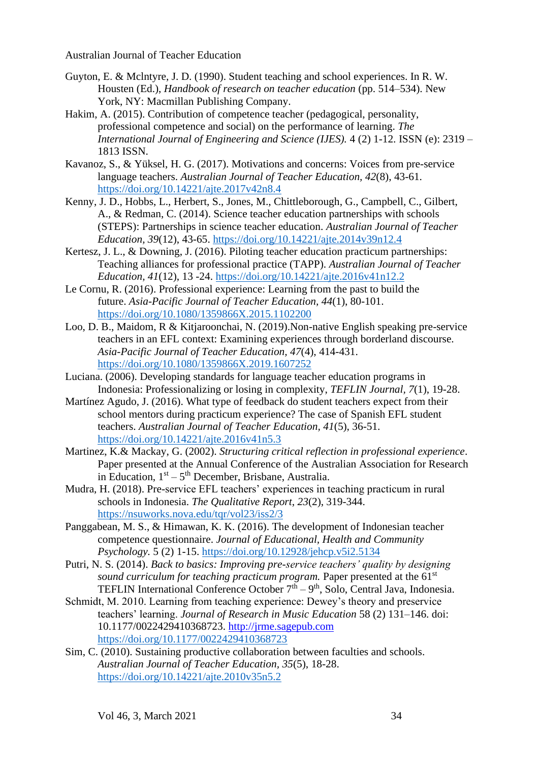Guyton, E. & Mclntyre, J. D. (1990). Student teaching and school experiences. In R. W. Housten (Ed.), *Handbook of research on teacher education* (pp. 514–534). New York, NY: Macmillan Publishing Company.

Hakim, A. (2015). Contribution of competence teacher (pedagogical, personality, professional competence and social) on the performance of learning. *The International Journal of Engineering and Science (IJES).* 4 (2) 1-12. ISSN (e): 2319 – 1813 ISSN.

Kavanoz, S., & Yüksel, H. G. (2017). Motivations and concerns: Voices from pre-service language teachers. *Australian Journal of Teacher Education, 42*(8), 43-61. https://doi.org/10.14221/ajte.2017v42n8.4

Kenny, J. D., Hobbs, L., Herbert, S., Jones, M., Chittleborough, G., Campbell, C., Gilbert, A., & Redman, C. (2014). Science teacher education partnerships with schools (STEPS): Partnerships in science teacher education. *Australian Journal of Teacher Education*, *39*(12), 43-65. https://doi.org/10.14221/ajte.2014v39n12.4

Kertesz, J. L., & Downing, J. (2016). Piloting teacher education practicum partnerships: Teaching alliances for professional practice (TAPP). *Australian Journal of Teacher Education*, *41*(12), 13 -24. https://doi.org/10.14221/ajte.2016v41n12.2

Le Cornu, R. (2016). Professional experience: Learning from the past to build the future. *Asia-Pacific Journal of Teacher Education, 44*(1), 80-101. https://doi.org/10.1080/1359866X.2015.1102200

Loo, D. B., Maidom, R & Kitjaroonchai, N. (2019).Non-native English speaking pre-service teachers in an EFL context: Examining experiences through borderland discourse. *Asia-Pacific Journal of Teacher Education*, *47*(4), 414-431. https://doi.org/10.1080/1359866X.2019.1607252

Luciana. (2006). Developing standards for language teacher education programs in Indonesia: Professionalizing or losing in complexity, *TEFLIN Journal*, *7*(1), 19-28.

Martínez Agudo, J. (2016). What type of feedback do student teachers expect from their school mentors during practicum experience? The case of Spanish EFL student teachers. *Australian Journal of Teacher Education*, *41*(5), 36-51. https://doi.org/10.14221/ajte.2016v41n5.3

Martinez, K.& Mackay, G. (2002). *Structuring critical reflection in professional experience*. Paper presented at the Annual Conference of the Australian Association for Research in Education, 1st – 5th December, Brisbane, Australia.

Mudra, H. (2018). Pre-service EFL teachers' experiences in teaching practicum in rural schools in Indonesia. *The Qualitative Report*, *23*(2), 319-344. https://nsuworks.nova.edu/tqr/vol23/iss2/3

Panggabean, M. S., & Himawan, K. K. (2016). The development of Indonesian teacher competence questionnaire. *Journal of Educational, Health and Community Psychology*. 5 (2) 1-15. https://doi.org/10.12928/jehcp.v5i2.5134

Putri, N. S. (2014). *Back to basics: Improving pre-service teachers' quality by designing sound curriculum for teaching practicum program.* Paper presented at the 61st TEFLIN International Conference October 7th – 9th, Solo, Central Java, Indonesia.

Schmidt, M. 2010. Learning from teaching experience: Dewey's theory and preservice teachers' learning. *Journal of Research in Music Education* 58 (2) 131–146. doi: 10.1177/0022429410368723. http://jrme.sagepub.com https://doi.org/10.1177/0022429410368723

Sim, C. (2010). Sustaining productive collaboration between faculties and schools. *Australian Journal of Teacher Education*, *35*(5), 18-28. https://doi.org/10.14221/ajte.2010v35n5.2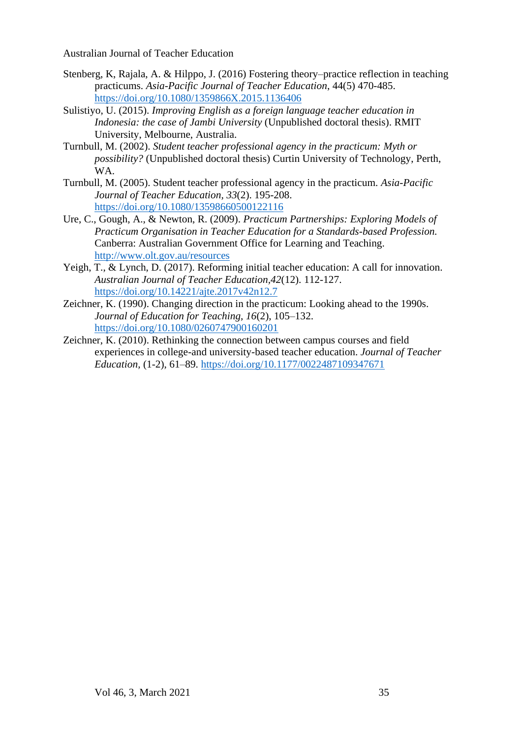Stenberg, K, Rajala, A. & Hilppo, J. (2016) Fostering theory–practice reflection in teaching practicums. *Asia-Pacific Journal of Teacher Education*, 44(5) 470-485. https://doi.org/10.1080/1359866X.2015.1136406

Sulistiyo, U. (2015). *Improving English as a foreign language teacher education in Indonesia: the case of Jambi University* (Unpublished doctoral thesis). RMIT University, Melbourne, Australia.

Turnbull, M. (2002). *Student teacher professional agency in the practicum: Myth or possibility?* (Unpublished doctoral thesis) Curtin University of Technology, Perth, WA.

Turnbull, M. (2005). Student teacher professional agency in the practicum. *Asia-Pacific Journal of Teacher Education*, *33*(2). 195-208. https://doi.org/10.1080/13598660500122116

Ure, C., Gough, A., & Newton, R. (2009). *Practicum Partnerships: Exploring Models of Practicum Organisation in Teacher Education for a Standards-based Profession.* Canberra: Australian Government Office for Learning and Teaching. http://www.olt.gov.au/resources

Yeigh, T., & Lynch, D. (2017). Reforming initial teacher education: A call for innovation. *Australian Journal of Teacher Education*,*42*(12). 112-127. https://doi.org/10.14221/ajte.2017v42n12.7

Zeichner, K. (1990). Changing direction in the practicum: Looking ahead to the 1990s. *Journal of Education for Teaching, 16*(2), 105–132. https://doi.org/10.1080/0260747900160201

Zeichner, K. (2010). Rethinking the connection between campus courses and field experiences in college-and university-based teacher education. *Journal of Teacher Education*, (1-2), 61–89. https://doi.org/10.1177/0022487109347671